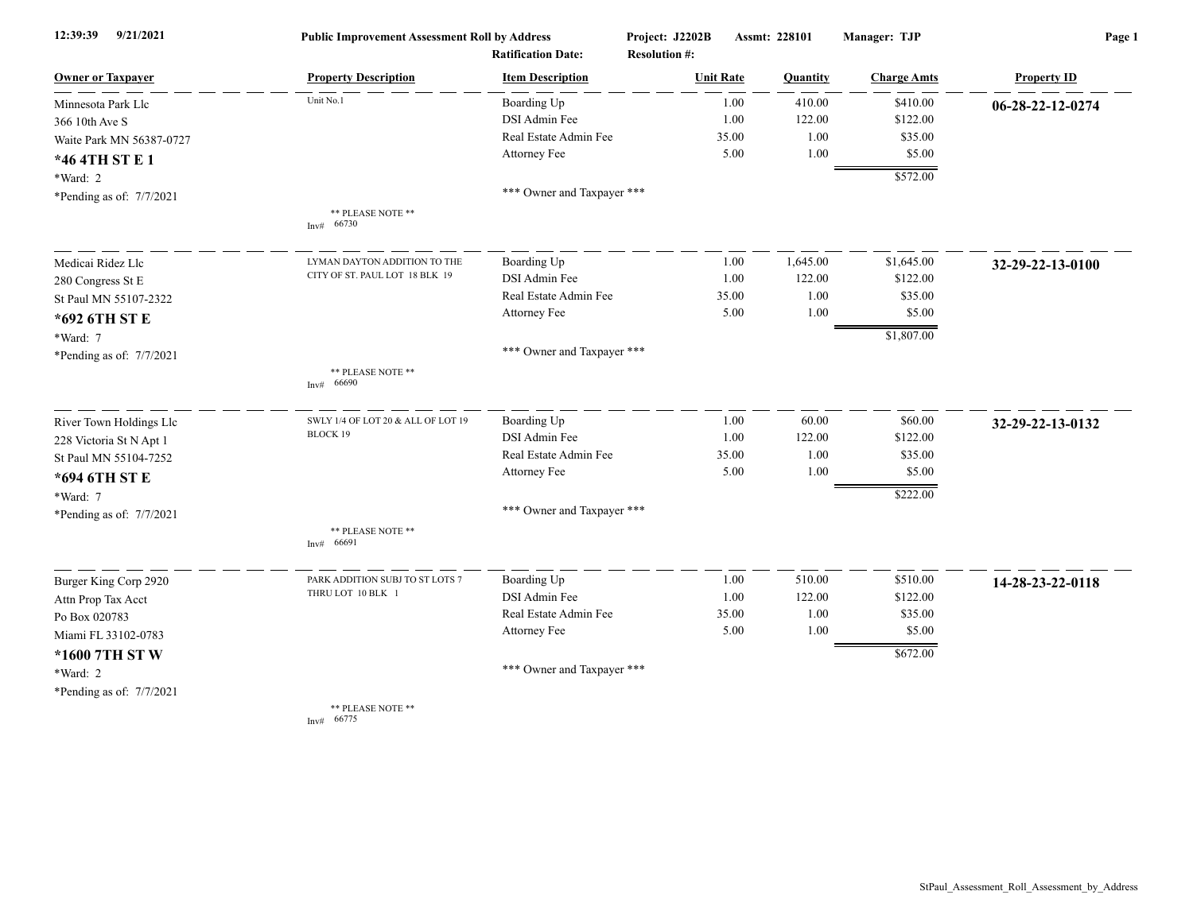12:39:39 9/21/2021 — Public Improvement Assessment Roll by Address — Project: J2202B — Assmt: 228101 — Manager: TJP

Ratification Date: Resolution #:

| Owner or Taxpayer | Property Description | Item Description | Unit Rate | Quantity | Charge Amts | Property ID |
|---|---|---|---|---|---|---|
| Minnesota Park Llc | Unit No.1 | Boarding Up | 1.00 | 410.00 | $410.00 | 06-28-22-12-0274 |
| 366 10th Ave S | | DSI Admin Fee | 1.00 | 122.00 | $122.00 | |
| Waite Park MN 56387-0727 | | Real Estate Admin Fee | 35.00 | 1.00 | $35.00 | |
| **\*46 4TH ST E 1** | | Attorney Fee | 5.00 | 1.00 | $5.00 | |
| \*Ward: 2 | | | | | $572.00 | |
| \*Pending as of: 7/7/2021 | | \*\*\* Owner and Taxpayer \*\*\* | | | | |
| | \*\* PLEASE NOTE \*\* Inv# 66730 | | | | | |
| Medicai Ridez Llc | LYMAN DAYTON ADDITION TO THE CITY OF ST. PAUL LOT 18 BLK 19 | Boarding Up | 1.00 | 1,645.00 | $1,645.00 | 32-29-22-13-0100 |
| 280 Congress St E | | DSI Admin Fee | 1.00 | 122.00 | $122.00 | |
| St Paul MN 55107-2322 | | Real Estate Admin Fee | 35.00 | 1.00 | $35.00 | |
| **\*692 6TH ST E** | | Attorney Fee | 5.00 | 1.00 | $5.00 | |
| \*Ward: 7 | | | | | $1,807.00 | |
| \*Pending as of: 7/7/2021 | | \*\*\* Owner and Taxpayer \*\*\* | | | | |
| | \*\* PLEASE NOTE \*\* Inv# 66690 | | | | | |
| River Town Holdings Llc | SWLY 1/4 OF LOT 20 & ALL OF LOT 19 BLOCK 19 | Boarding Up | 1.00 | 60.00 | $60.00 | 32-29-22-13-0132 |
| 228 Victoria St N Apt 1 | | DSI Admin Fee | 1.00 | 122.00 | $122.00 | |
| St Paul MN 55104-7252 | | Real Estate Admin Fee | 35.00 | 1.00 | $35.00 | |
| **\*694 6TH ST E** | | Attorney Fee | 5.00 | 1.00 | $5.00 | |
| \*Ward: 7 | | | | | $222.00 | |
| \*Pending as of: 7/7/2021 | | \*\*\* Owner and Taxpayer \*\*\* | | | | |
| | \*\* PLEASE NOTE \*\* Inv# 66691 | | | | | |
| Burger King Corp 2920 | PARK ADDITION SUBJ TO ST LOTS 7 THRU LOT 10 BLK 1 | Boarding Up | 1.00 | 510.00 | $510.00 | 14-28-23-22-0118 |
| Attn Prop Tax Acct | | DSI Admin Fee | 1.00 | 122.00 | $122.00 | |
| Po Box 020783 | | Real Estate Admin Fee | 35.00 | 1.00 | $35.00 | |
| Miami FL 33102-0783 | | Attorney Fee | 5.00 | 1.00 | $5.00 | |
| **\*1600 7TH ST W** | | | | | $672.00 | |
| \*Ward: 2 | | \*\*\* Owner and Taxpayer \*\*\* | | | | |
| \*Pending as of: 7/7/2021 | | | | | | |
| | \*\* PLEASE NOTE \*\* Inv# 66775 | | | | | |

StPaul_Assessment_Roll_Assessment_by_Address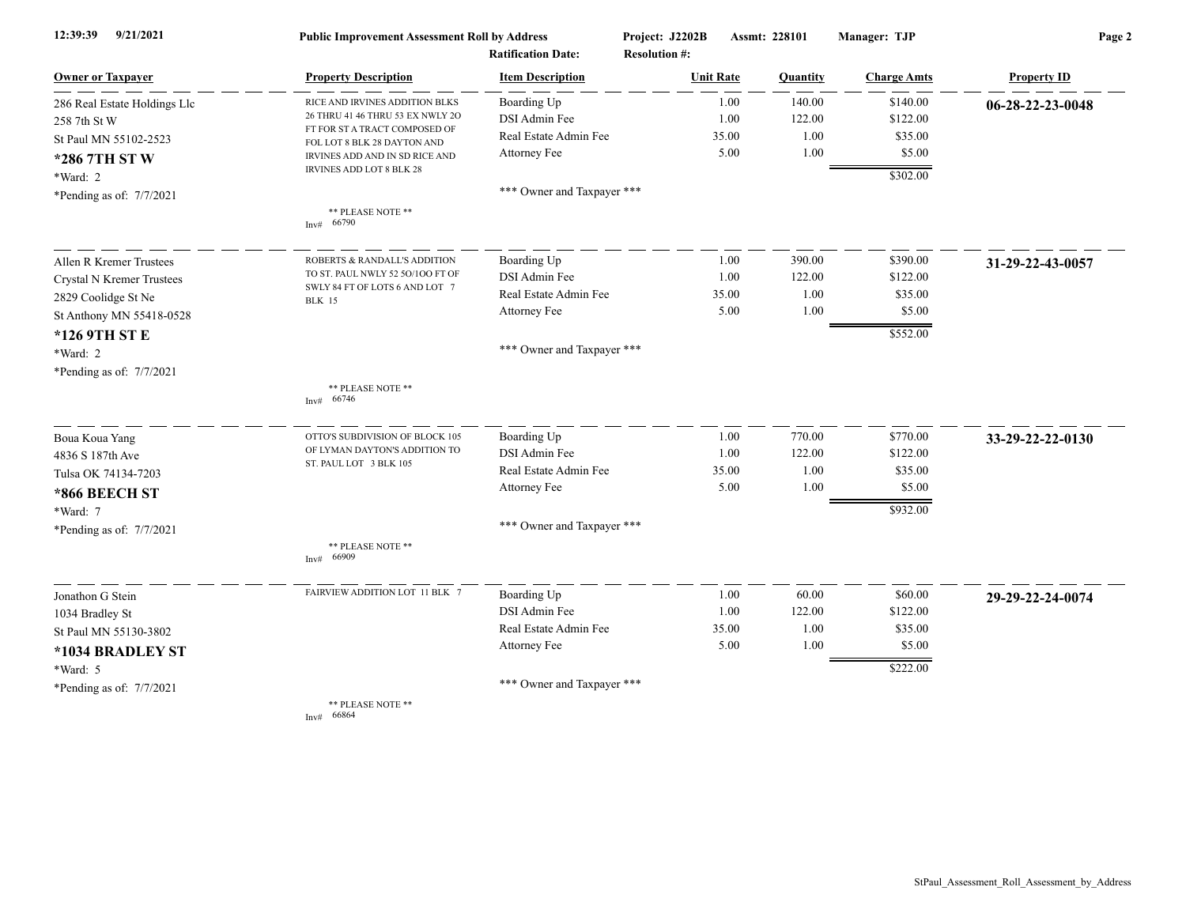**Public Improvement Assessment Roll by Address** — Project: J2202B — Assmt: 228101 — Manager: TJP

Ratification Date: — Resolution #:

| Owner or Taxpayer | Property Description | Item Description | Unit Rate | Quantity | Charge Amts | Property ID |
|---|---|---|---|---|---|---|
| 286 Real Estate Holdings Llc<br>258 7th St W<br>St Paul MN 55102-2523<br>**\*286 7TH ST W**<br>\*Ward: 2<br>\*Pending as of: 7/7/2021 | RICE AND IRVINES ADDITION BLKS 26 THRU 41 46 THRU 53 EX NWLY 2O FT FOR ST A TRACT COMPOSED OF FOL LOT 8 BLK 28 DAYTON AND IRVINES ADD AND IN SD RICE AND IRVINES ADD LOT 8 BLK 28<br>\*\* PLEASE NOTE \*\*<br>Inv# 66790 | Boarding Up<br>DSI Admin Fee<br>Real Estate Admin Fee<br>Attorney Fee<br>\*\*\* Owner and Taxpayer \*\*\* | 1.00<br>1.00<br>35.00<br>5.00 | 140.00<br>122.00<br>1.00<br>1.00 | $140.00<br>$122.00<br>$35.00<br>$5.00<br>**$302.00** | **06-28-22-23-0048** |
| Allen R Kremer Trustees<br>Crystal N Kremer Trustees<br>2829 Coolidge St Ne<br>St Anthony MN 55418-0528<br>**\*126 9TH ST E**<br>\*Ward: 2<br>\*Pending as of: 7/7/2021 | ROBERTS & RANDALL'S ADDITION TO ST. PAUL NWLY 52 5O/1OO FT OF SWLY 84 FT OF LOTS 6 AND LOT 7 BLK 15<br>\*\* PLEASE NOTE \*\*<br>Inv# 66746 | Boarding Up<br>DSI Admin Fee<br>Real Estate Admin Fee<br>Attorney Fee<br>\*\*\* Owner and Taxpayer \*\*\* | 1.00<br>1.00<br>35.00<br>5.00 | 390.00<br>122.00<br>1.00<br>1.00 | $390.00<br>$122.00<br>$35.00<br>$5.00<br>**$552.00** | **31-29-22-43-0057** |
| Boua Koua Yang<br>4836 S 187th Ave<br>Tulsa OK 74134-7203<br>**\*866 BEECH ST**<br>\*Ward: 7<br>\*Pending as of: 7/7/2021 | OTTO'S SUBDIVISION OF BLOCK 105 OF LYMAN DAYTON'S ADDITION TO ST. PAUL LOT 3 BLK 105<br>\*\* PLEASE NOTE \*\*<br>Inv# 66909 | Boarding Up<br>DSI Admin Fee<br>Real Estate Admin Fee<br>Attorney Fee<br>\*\*\* Owner and Taxpayer \*\*\* | 1.00<br>1.00<br>35.00<br>5.00 | 770.00<br>122.00<br>1.00<br>1.00 | $770.00<br>$122.00<br>$35.00<br>$5.00<br>**$932.00** | **33-29-22-22-0130** |
| Jonathon G Stein<br>1034 Bradley St<br>St Paul MN 55130-3802<br>**\*1034 BRADLEY ST**<br>\*Ward: 5<br>\*Pending as of: 7/7/2021 | FAIRVIEW ADDITION LOT 11 BLK 7<br>\*\* PLEASE NOTE \*\*<br>Inv# 66864 | Boarding Up<br>DSI Admin Fee<br>Real Estate Admin Fee<br>Attorney Fee<br>\*\*\* Owner and Taxpayer \*\*\* | 1.00<br>1.00<br>35.00<br>5.00 | 60.00<br>122.00<br>1.00<br>1.00 | $60.00<br>$122.00<br>$35.00<br>$5.00<br>**$222.00** | **29-29-22-24-0074** |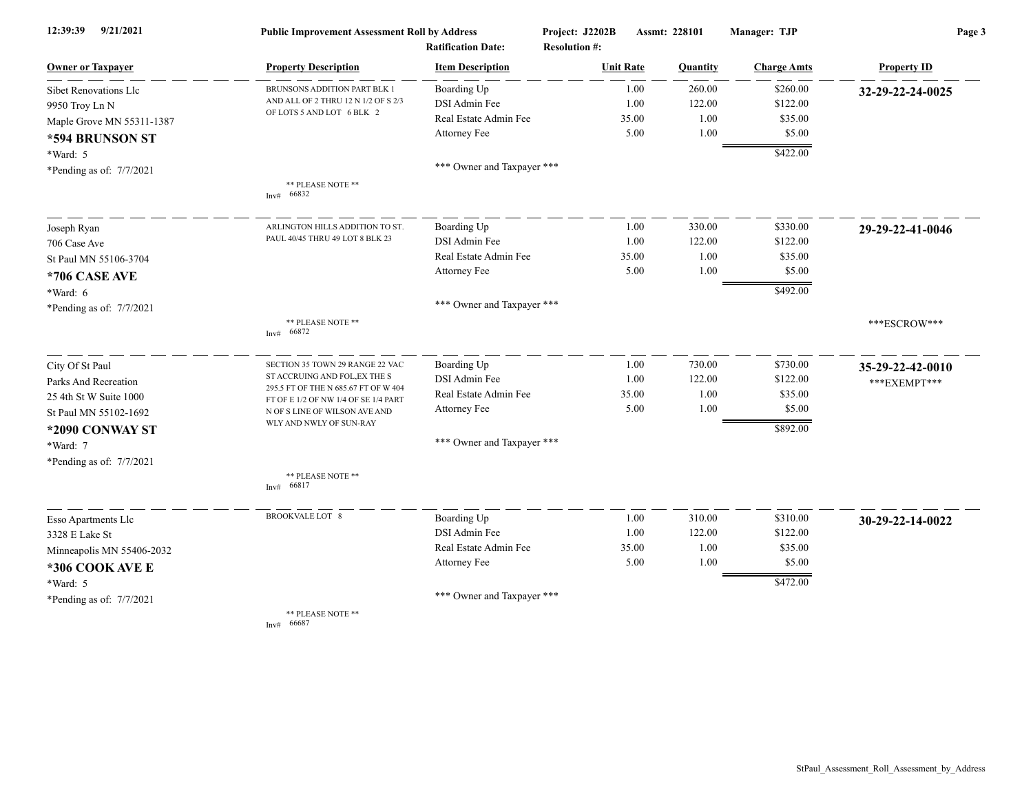**Public Improvement Assessment Roll by Address**

Project: J2202B | Assmt: 228101 | Manager: TJP

Ratification Date: | Resolution #:

| Owner or Taxpayer | Property Description | Item Description | Unit Rate | Quantity | Charge Amts | Property ID |
|---|---|---|---|---|---|---|
| Sibet Renovations Llc | BRUNSONS ADDITION PART BLK 1 AND ALL OF 2 THRU 12 N 1/2 OF S 2/3 OF LOTS 5 AND LOT 6 BLK 2 | Boarding Up | 1.00 | 260.00 | $260.00 | **32-29-22-24-0025** |
| 9950 Troy Ln N | | DSI Admin Fee | 1.00 | 122.00 | $122.00 | |
| Maple Grove MN 55311-1387 | | Real Estate Admin Fee | 35.00 | 1.00 | $35.00 | |
| **\*594 BRUNSON ST** | | Attorney Fee | 5.00 | 1.00 | $5.00 | |
| \*Ward: 5 | | | | | $422.00 | |
| \*Pending as of: 7/7/2021 | ** PLEASE NOTE ** Inv# 66832 | *** Owner and Taxpayer *** | | | | |
| Joseph Ryan | ARLINGTON HILLS ADDITION TO ST. PAUL 40/45 THRU 49 LOT 8 BLK 23 | Boarding Up | 1.00 | 330.00 | $330.00 | **29-29-22-41-0046** |
| 706 Case Ave | | DSI Admin Fee | 1.00 | 122.00 | $122.00 | |
| St Paul MN 55106-3704 | | Real Estate Admin Fee | 35.00 | 1.00 | $35.00 | |
| **\*706 CASE AVE** | | Attorney Fee | 5.00 | 1.00 | $5.00 | |
| \*Ward: 6 | | | | | $492.00 | |
| \*Pending as of: 7/7/2021 | ** PLEASE NOTE ** Inv# 66872 | *** Owner and Taxpayer *** | | | | ***ESCROW*** |
| City Of St Paul | SECTION 35 TOWN 29 RANGE 22 VAC ST ACCRUING AND FOL,EX THE S 295.5 FT OF THE N 685.67 FT OF W 404 FT OF E 1/2 OF NW 1/4 OF SE 1/4 PART N OF S LINE OF WILSON AVE AND WLY AND NWLY OF SUN-RAY | Boarding Up | 1.00 | 730.00 | $730.00 | **35-29-22-42-0010** ***EXEMPT*** |
| Parks And Recreation | | DSI Admin Fee | 1.00 | 122.00 | $122.00 | |
| 25 4th St W Suite 1000 | | Real Estate Admin Fee | 35.00 | 1.00 | $35.00 | |
| St Paul MN 55102-1692 | | Attorney Fee | 5.00 | 1.00 | $5.00 | |
| **\*2090 CONWAY ST** | | | | | $892.00 | |
| \*Ward: 7 | | *** Owner and Taxpayer *** | | | | |
| \*Pending as of: 7/7/2021 | ** PLEASE NOTE ** Inv# 66817 | | | | | |
| Esso Apartments Llc | BROOKVALE LOT 8 | Boarding Up | 1.00 | 310.00 | $310.00 | **30-29-22-14-0022** |
| 3328 E Lake St | | DSI Admin Fee | 1.00 | 122.00 | $122.00 | |
| Minneapolis MN 55406-2032 | | Real Estate Admin Fee | 35.00 | 1.00 | $35.00 | |
| **\*306 COOK AVE E** | | Attorney Fee | 5.00 | 1.00 | $5.00 | |
| \*Ward: 5 | | | | | $472.00 | |
| \*Pending as of: 7/7/2021 | ** PLEASE NOTE ** Inv# 66687 | *** Owner and Taxpayer *** | | | | |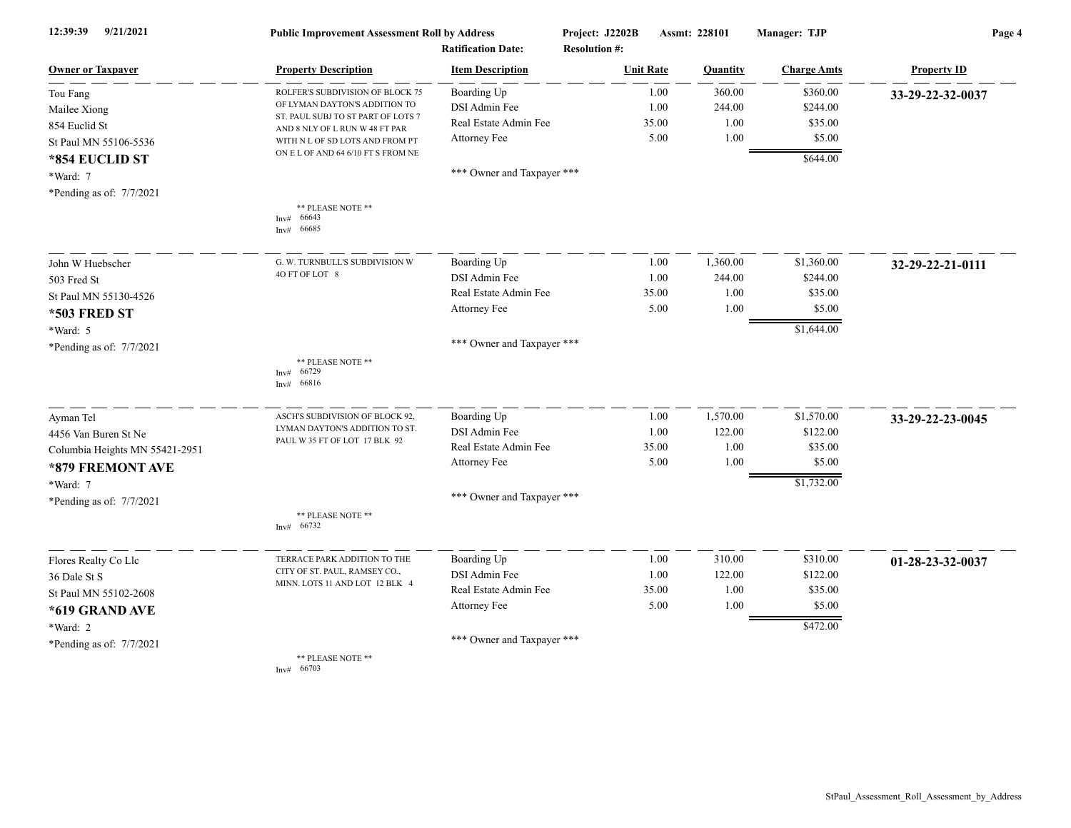**Public Improvement Assessment Roll by Address**

Project: J2202B  Assmt: 228101  Manager: TJP

Ratification Date:  Resolution #:

| Owner or Taxpayer | Property Description | Item Description | Unit Rate | Quantity | Charge Amts | Property ID |
|---|---|---|---|---|---|---|
| Tou Fang<br>Mailee Xiong<br>854 Euclid St<br>St Paul MN 55106-5536<br>**\*854 EUCLID ST**<br>\*Ward: 7<br>\*Pending as of: 7/7/2021 | ROLFER'S SUBDIVISION OF BLOCK 75 OF LYMAN DAYTON'S ADDITION TO ST. PAUL SUBJ TO ST PART OF LOTS 7 AND 8 NLY OF L RUN W 48 FT PAR WITH N L OF SD LOTS AND FROM PT ON E L OF AND 64 6/10 FT S FROM NE<br>\*\* PLEASE NOTE \*\*<br>Inv# 66643<br>Inv# 66685 | Boarding Up<br>DSI Admin Fee<br>Real Estate Admin Fee<br>Attorney Fee<br>\*\*\* Owner and Taxpayer \*\*\* | 1.00<br>1.00<br>35.00<br>5.00 | 360.00<br>244.00<br>1.00<br>1.00 | $360.00<br>$244.00<br>$35.00<br>$5.00<br>**$644.00** | **33-29-22-32-0037** |
| John W Huebscher<br>503 Fred St<br>St Paul MN 55130-4526<br>**\*503 FRED ST**<br>\*Ward: 5<br>\*Pending as of: 7/7/2021 | G. W. TURNBULL'S SUBDIVISION W 4O FT OF LOT 8<br>\*\* PLEASE NOTE \*\*<br>Inv# 66729<br>Inv# 66816 | Boarding Up<br>DSI Admin Fee<br>Real Estate Admin Fee<br>Attorney Fee<br>\*\*\* Owner and Taxpayer \*\*\* | 1.00<br>1.00<br>35.00<br>5.00 | 1,360.00<br>244.00<br>1.00<br>1.00 | $1,360.00<br>$244.00<br>$35.00<br>$5.00<br>**$1,644.00** | **32-29-22-21-0111** |
| Ayman Tel<br>4456 Van Buren St Ne<br>Columbia Heights MN 55421-2951<br>**\*879 FREMONT AVE**<br>\*Ward: 7<br>\*Pending as of: 7/7/2021 | ASCH'S SUBDIVISION OF BLOCK 92, LYMAN DAYTON'S ADDITION TO ST. PAUL W 35 FT OF LOT 17 BLK 92<br>\*\* PLEASE NOTE \*\*<br>Inv# 66732 | Boarding Up<br>DSI Admin Fee<br>Real Estate Admin Fee<br>Attorney Fee<br>\*\*\* Owner and Taxpayer \*\*\* | 1.00<br>1.00<br>35.00<br>5.00 | 1,570.00<br>122.00<br>1.00<br>1.00 | $1,570.00<br>$122.00<br>$35.00<br>$5.00<br>**$1,732.00** | **33-29-22-23-0045** |
| Flores Realty Co Llc<br>36 Dale St S<br>St Paul MN 55102-2608<br>**\*619 GRAND AVE**<br>\*Ward: 2<br>\*Pending as of: 7/7/2021 | TERRACE PARK ADDITION TO THE CITY OF ST. PAUL, RAMSEY CO., MINN. LOTS 11 AND LOT 12 BLK 4<br>\*\* PLEASE NOTE \*\*<br>Inv# 66703 | Boarding Up<br>DSI Admin Fee<br>Real Estate Admin Fee<br>Attorney Fee<br>\*\*\* Owner and Taxpayer \*\*\* | 1.00<br>1.00<br>35.00<br>5.00 | 310.00<br>122.00<br>1.00<br>1.00 | $310.00<br>$122.00<br>$35.00<br>$5.00<br>**$472.00** | **01-28-23-32-0037** |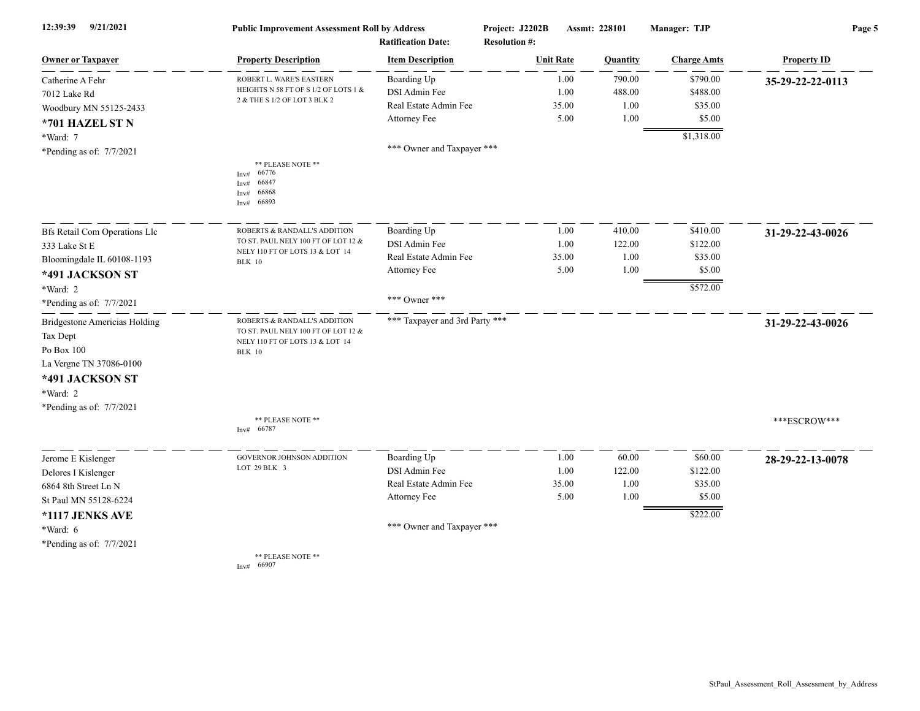**Public Improvement Assessment Roll by Address** | Project: J2202B | Assmt: 228101 | Manager: TJP

Ratification Date: | Resolution #:

| Owner or Taxpayer | Property Description | Item Description | Unit Rate | Quantity | Charge Amts | Property ID |
|---|---|---|---|---|---|---|
| Catherine A Fehr<br>7012 Lake Rd<br>Woodbury MN 55125-2433<br>**\*701 HAZEL ST N**<br>\*Ward: 7<br>\*Pending as of: 7/7/2021 | ROBERT L. WARE'S EASTERN HEIGHTS N 58 FT OF S 1/2 OF LOTS 1 & 2 & THE S 1/2 OF LOT 3 BLK 2<br><br>\*\* PLEASE NOTE \*\*<br>Inv# 66776<br>Inv# 66847<br>Inv# 66868<br>Inv# 66893 | Boarding Up<br>DSI Admin Fee<br>Real Estate Admin Fee<br>Attorney Fee<br><br>\*\*\* Owner and Taxpayer \*\*\* | 1.00<br>1.00<br>35.00<br>5.00 | 790.00<br>488.00<br>1.00<br>1.00 | $790.00<br>$488.00<br>$35.00<br>$5.00<br>**$1,318.00** | **35-29-22-22-0113** |
| Bfs Retail Com Operations Llc<br>333 Lake St E<br>Bloomingdale IL 60108-1193<br>**\*491 JACKSON ST**<br>\*Ward: 2<br>\*Pending as of: 7/7/2021 | ROBERTS & RANDALL'S ADDITION TO ST. PAUL NELY 100 FT OF LOT 12 & NELY 110 FT OF LOTS 13 & LOT 14 BLK 10 | Boarding Up<br>DSI Admin Fee<br>Real Estate Admin Fee<br>Attorney Fee<br><br>\*\*\* Owner \*\*\* | 1.00<br>1.00<br>35.00<br>5.00 | 410.00<br>122.00<br>1.00<br>1.00 | $410.00<br>$122.00<br>$35.00<br>$5.00<br>**$572.00** | **31-29-22-43-0026** |
| Bridgestone Americias Holding<br>Tax Dept<br>Po Box 100<br>La Vergne TN 37086-0100<br>**\*491 JACKSON ST**<br>\*Ward: 2<br>\*Pending as of: 7/7/2021 | ROBERTS & RANDALL'S ADDITION TO ST. PAUL NELY 100 FT OF LOT 12 & NELY 110 FT OF LOTS 13 & LOT 14 BLK 10<br><br>\*\* PLEASE NOTE \*\*<br>Inv# 66787 | \*\*\* Taxpayer and 3rd Party \*\*\* | | | | **31-29-22-43-0026**<br><br>\*\*\*ESCROW\*\*\* |
| Jerome E Kislenger<br>Delores I Kislenger<br>6864 8th Street Ln N<br>St Paul MN 55128-6224<br>**\*1117 JENKS AVE**<br>\*Ward: 6<br>\*Pending as of: 7/7/2021 | GOVERNOR JOHNSON ADDITION LOT 29 BLK 3<br><br>\*\* PLEASE NOTE \*\*<br>Inv# 66907 | Boarding Up<br>DSI Admin Fee<br>Real Estate Admin Fee<br>Attorney Fee<br><br>\*\*\* Owner and Taxpayer \*\*\* | 1.00<br>1.00<br>35.00<br>5.00 | 60.00<br>122.00<br>1.00<br>1.00 | $60.00<br>$122.00<br>$35.00<br>$5.00<br>**$222.00** | **28-29-22-13-0078** |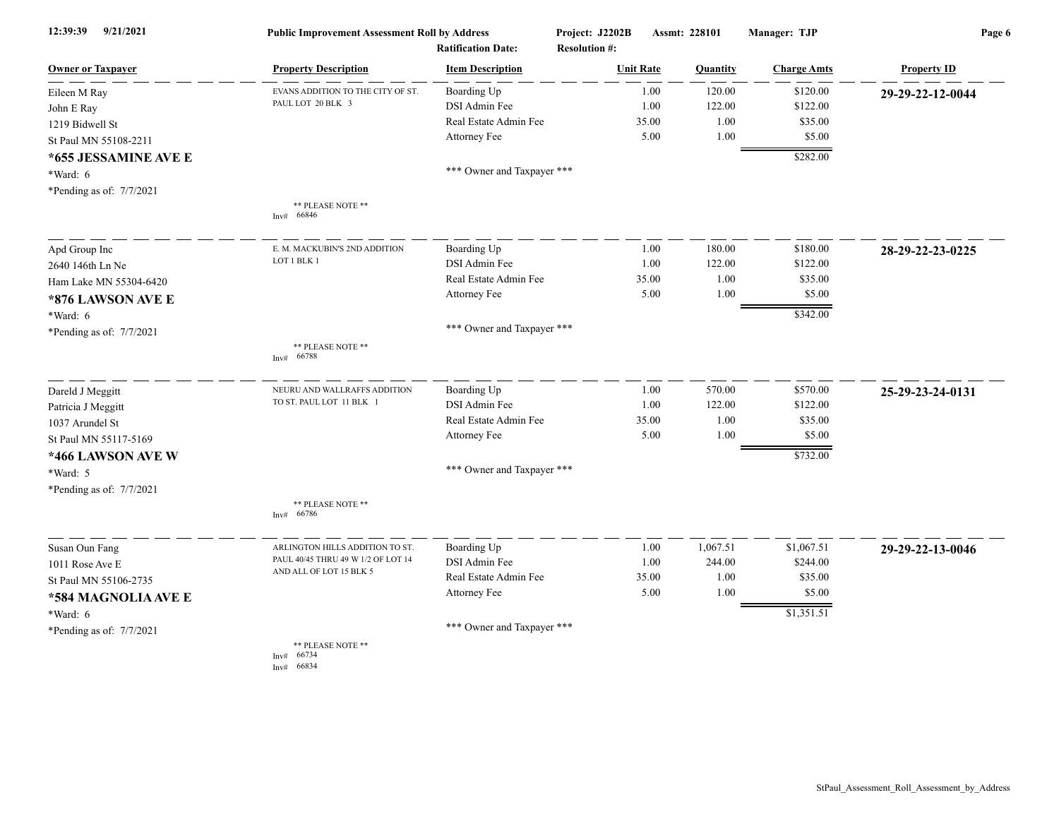12:39:39 9/21/2021 **Public Improvement Assessment Roll by Address** Project: J2202B Assmt: 228101 Manager: TJP

Ratification Date: Resolution #:

| Owner or Taxpayer | Property Description | Item Description | Unit Rate | Quantity | Charge Amts | Property ID |
|---|---|---|---|---|---|---|
| Eileen M Ray<br>John E Ray<br>1219 Bidwell St<br>St Paul MN 55108-2211<br>**\*655 JESSAMINE AVE E**<br>\*Ward: 6<br>\*Pending as of: 7/7/2021 | EVANS ADDITION TO THE CITY OF ST. PAUL LOT 20 BLK 3<br><br>** PLEASE NOTE **<br>Inv# 66846 | Boarding Up<br>DSI Admin Fee<br>Real Estate Admin Fee<br>Attorney Fee<br><br>\*\*\* Owner and Taxpayer \*\*\* | 1.00<br>1.00<br>35.00<br>5.00 | 120.00<br>122.00<br>1.00<br>1.00 | $120.00<br>$122.00<br>$35.00<br>$5.00<br>$282.00 | **29-29-22-12-0044** |
| Apd Group Inc<br>2640 146th Ln Ne<br>Ham Lake MN 55304-6420<br>**\*876 LAWSON AVE E**<br>\*Ward: 6<br>\*Pending as of: 7/7/2021 | E. M. MACKUBIN'S 2ND ADDITION LOT 1 BLK 1<br><br>** PLEASE NOTE **<br>Inv# 66788 | Boarding Up<br>DSI Admin Fee<br>Real Estate Admin Fee<br>Attorney Fee<br><br>\*\*\* Owner and Taxpayer \*\*\* | 1.00<br>1.00<br>35.00<br>5.00 | 180.00<br>122.00<br>1.00<br>1.00 | $180.00<br>$122.00<br>$35.00<br>$5.00<br>$342.00 | **28-29-22-23-0225** |
| Dareld J Meggitt<br>Patricia J Meggitt<br>1037 Arundel St<br>St Paul MN 55117-5169<br>**\*466 LAWSON AVE W**<br>\*Ward: 5<br>\*Pending as of: 7/7/2021 | NEURU AND WALLRAFFS ADDITION TO ST. PAUL LOT 11 BLK 1<br><br>** PLEASE NOTE **<br>Inv# 66786 | Boarding Up<br>DSI Admin Fee<br>Real Estate Admin Fee<br>Attorney Fee<br><br>\*\*\* Owner and Taxpayer \*\*\* | 1.00<br>1.00<br>35.00<br>5.00 | 570.00<br>122.00<br>1.00<br>1.00 | $570.00<br>$122.00<br>$35.00<br>$5.00<br>$732.00 | **25-29-23-24-0131** |
| Susan Oun Fang<br>1011 Rose Ave E<br>St Paul MN 55106-2735<br>**\*584 MAGNOLIA AVE E**<br>\*Ward: 6<br>\*Pending as of: 7/7/2021 | ARLINGTON HILLS ADDITION TO ST. PAUL 40/45 THRU 49 W 1/2 OF LOT 14 AND ALL OF LOT 15 BLK 5<br><br>** PLEASE NOTE **<br>Inv# 66734<br>Inv# 66834 | Boarding Up<br>DSI Admin Fee<br>Real Estate Admin Fee<br>Attorney Fee<br><br>\*\*\* Owner and Taxpayer \*\*\* | 1.00<br>1.00<br>35.00<br>5.00 | 1,067.51<br>244.00<br>1.00<br>1.00 | $1,067.51<br>$244.00<br>$35.00<br>$5.00<br>$1,351.51 | **29-29-22-13-0046** |

StPaul_Assessment_Roll_Assessment_by_Address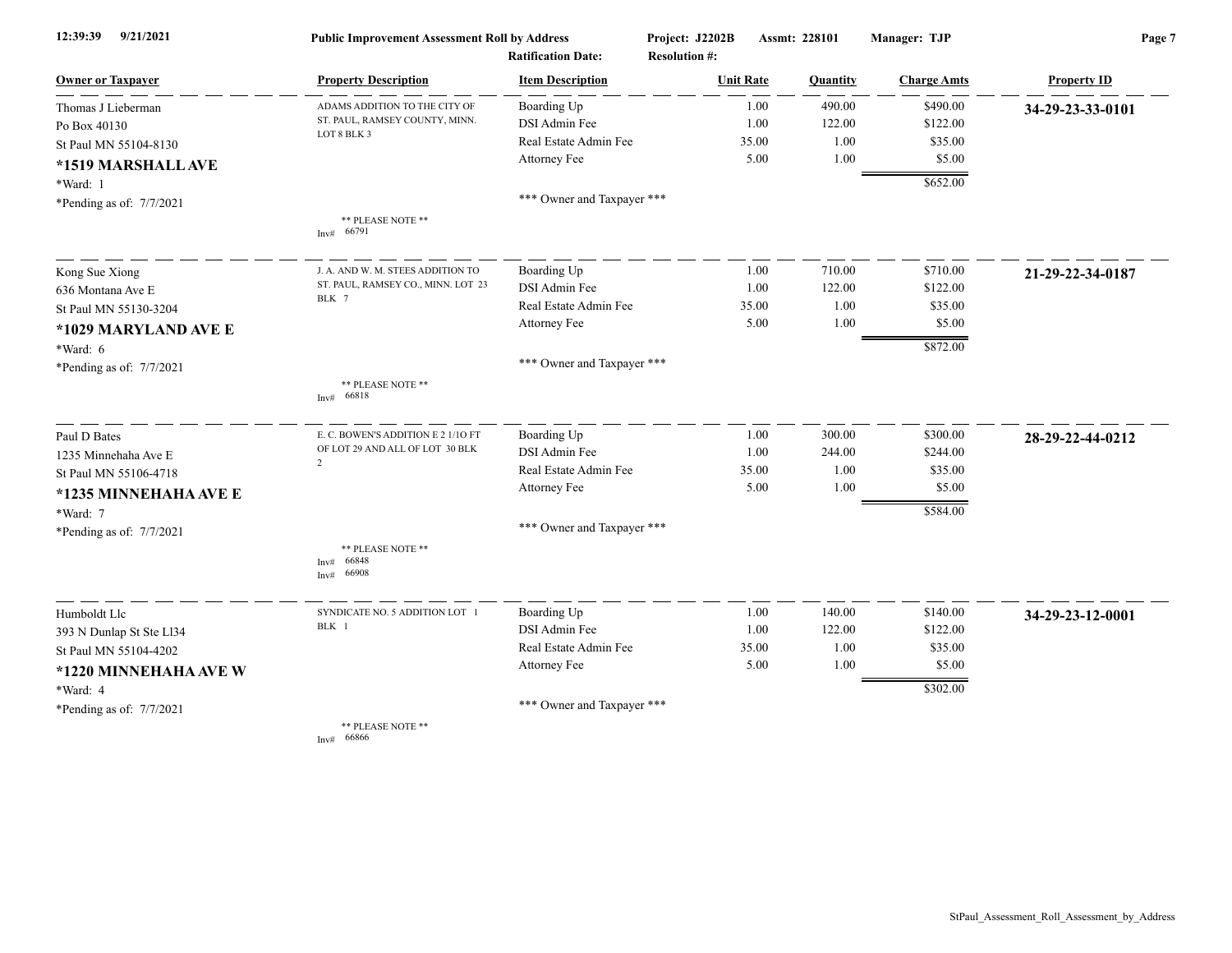**Public Improvement Assessment Roll by Address**

Project: J2202B    Assmt: 228101    Manager: TJP

Ratification Date:    Resolution #:

| Owner or Taxpayer | Property Description | Item Description | Unit Rate | Quantity | Charge Amts | Property ID |
|---|---|---|---|---|---|---|
| Thomas J Lieberman<br>Po Box 40130<br>St Paul MN 55104-8130<br>**\*1519 MARSHALL AVE**<br>\*Ward: 1<br>\*Pending as of: 7/7/2021 | ADAMS ADDITION TO THE CITY OF ST. PAUL, RAMSEY COUNTY, MINN. LOT 8 BLK 3<br>** PLEASE NOTE **<br>Inv# 66791 | Boarding Up | 1.00 | 490.00 | $490.00 | **34-29-23-33-0101** |
| | | DSI Admin Fee | 1.00 | 122.00 | $122.00 | |
| | | Real Estate Admin Fee | 35.00 | 1.00 | $35.00 | |
| | | Attorney Fee | 5.00 | 1.00 | $5.00 | |
| | | *** Owner and Taxpayer *** | | | $652.00 | |
| Kong Sue Xiong<br>636 Montana Ave E<br>St Paul MN 55130-3204<br>**\*1029 MARYLAND AVE E**<br>\*Ward: 6<br>\*Pending as of: 7/7/2021 | J. A. AND W. M. STEES ADDITION TO ST. PAUL, RAMSEY CO., MINN. LOT 23 BLK 7<br>** PLEASE NOTE **<br>Inv# 66818 | Boarding Up | 1.00 | 710.00 | $710.00 | **21-29-22-34-0187** |
| | | DSI Admin Fee | 1.00 | 122.00 | $122.00 | |
| | | Real Estate Admin Fee | 35.00 | 1.00 | $35.00 | |
| | | Attorney Fee | 5.00 | 1.00 | $5.00 | |
| | | *** Owner and Taxpayer *** | | | $872.00 | |
| Paul D Bates<br>1235 Minnehaha Ave E<br>St Paul MN 55106-4718<br>**\*1235 MINNEHAHA AVE E**<br>\*Ward: 7<br>\*Pending as of: 7/7/2021 | E. C. BOWEN'S ADDITION E 2 1/1O FT OF LOT 29 AND ALL OF LOT 30 BLK 2<br>** PLEASE NOTE **<br>Inv# 66848<br>Inv# 66908 | Boarding Up | 1.00 | 300.00 | $300.00 | **28-29-22-44-0212** |
| | | DSI Admin Fee | 1.00 | 244.00 | $244.00 | |
| | | Real Estate Admin Fee | 35.00 | 1.00 | $35.00 | |
| | | Attorney Fee | 5.00 | 1.00 | $5.00 | |
| | | *** Owner and Taxpayer *** | | | $584.00 | |
| Humboldt Llc<br>393 N Dunlap St Ste Ll34<br>St Paul MN 55104-4202<br>**\*1220 MINNEHAHA AVE W**<br>\*Ward: 4<br>\*Pending as of: 7/7/2021 | SYNDICATE NO. 5 ADDITION LOT 1 BLK 1<br>** PLEASE NOTE **<br>Inv# 66866 | Boarding Up | 1.00 | 140.00 | $140.00 | **34-29-23-12-0001** |
| | | DSI Admin Fee | 1.00 | 122.00 | $122.00 | |
| | | Real Estate Admin Fee | 35.00 | 1.00 | $35.00 | |
| | | Attorney Fee | 5.00 | 1.00 | $5.00 | |
| | | *** Owner and Taxpayer *** | | | $302.00 | |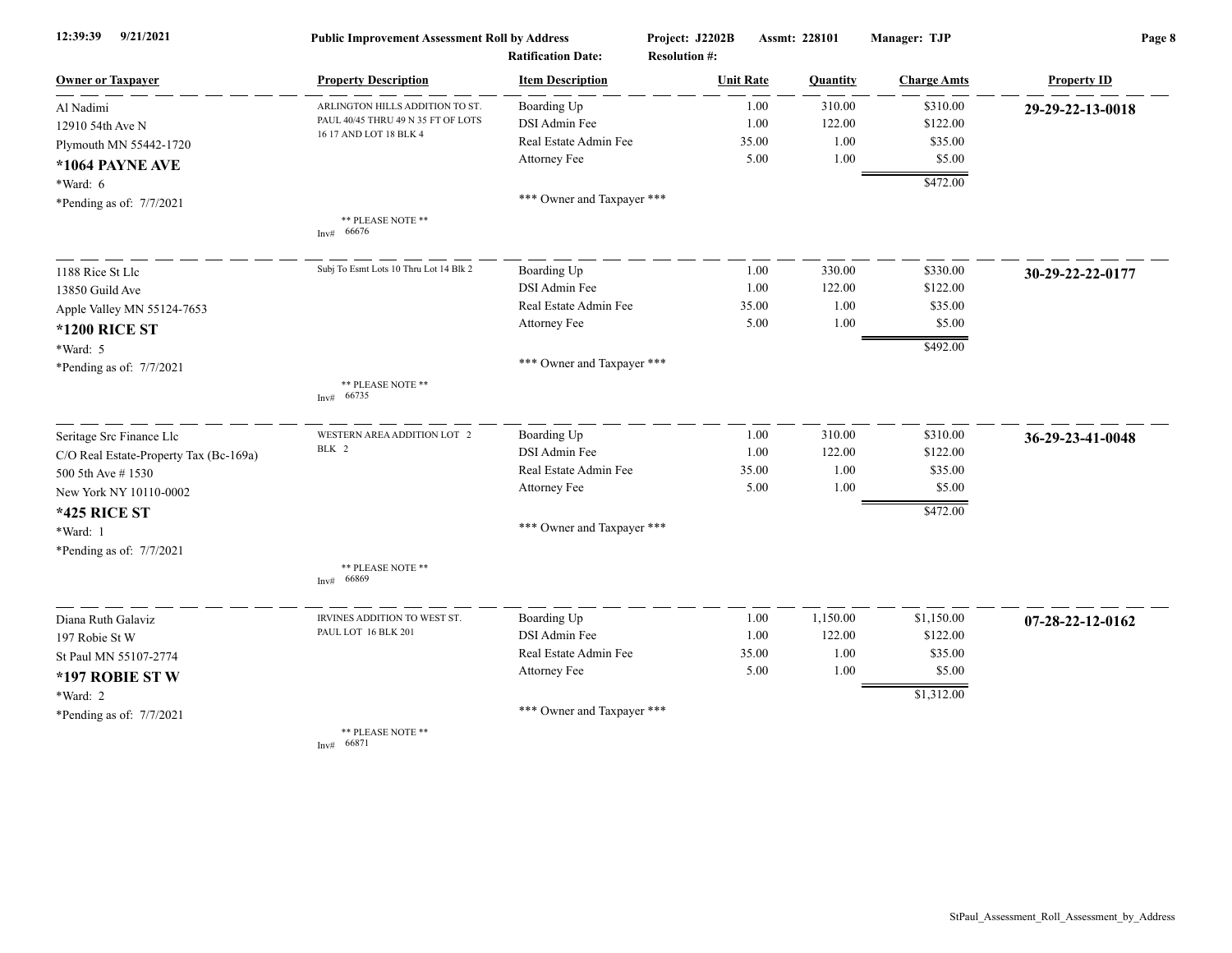**Public Improvement Assessment Roll by Address**

Project: J2202B | Assmt: 228101 | Manager: TJP

Ratification Date: | Resolution #:

| Owner or Taxpayer | Property Description | Item Description | Unit Rate | Quantity | Charge Amts | Property ID |
|---|---|---|---|---|---|---|
| Al Nadimi | ARLINGTON HILLS ADDITION TO ST. PAUL 40/45 THRU 49 N 35 FT OF LOTS 16 17 AND LOT 18 BLK 4 | Boarding Up | 1.00 | 310.00 | $310.00 | **29-29-22-13-0018** |
| 12910 54th Ave N | | DSI Admin Fee | 1.00 | 122.00 | $122.00 | |
| Plymouth MN 55442-1720 | | Real Estate Admin Fee | 35.00 | 1.00 | $35.00 | |
| **\*1064 PAYNE AVE** | | Attorney Fee | 5.00 | 1.00 | $5.00 | |
| \*Ward: 6 | | | | | $472.00 | |
| \*Pending as of: 7/7/2021 | ** PLEASE NOTE ** Inv# 66676 | *** Owner and Taxpayer *** | | | | |
| 1188 Rice St Llc | Subj To Esmt Lots 10 Thru Lot 14 Blk 2 | Boarding Up | 1.00 | 330.00 | $330.00 | **30-29-22-22-0177** |
| 13850 Guild Ave | | DSI Admin Fee | 1.00 | 122.00 | $122.00 | |
| Apple Valley MN 55124-7653 | | Real Estate Admin Fee | 35.00 | 1.00 | $35.00 | |
| **\*1200 RICE ST** | | Attorney Fee | 5.00 | 1.00 | $5.00 | |
| \*Ward: 5 | | | | | $492.00 | |
| \*Pending as of: 7/7/2021 | ** PLEASE NOTE ** Inv# 66735 | *** Owner and Taxpayer *** | | | | |
| Seritage Src Finance Llc | WESTERN AREA ADDITION LOT 2 BLK 2 | Boarding Up | 1.00 | 310.00 | $310.00 | **36-29-23-41-0048** |
| C/O Real Estate-Property Tax (Bc-169a) | | DSI Admin Fee | 1.00 | 122.00 | $122.00 | |
| 500 5th Ave # 1530 | | Real Estate Admin Fee | 35.00 | 1.00 | $35.00 | |
| New York NY 10110-0002 | | Attorney Fee | 5.00 | 1.00 | $5.00 | |
| **\*425 RICE ST** | | | | | $472.00 | |
| \*Ward: 1 | | *** Owner and Taxpayer *** | | | | |
| \*Pending as of: 7/7/2021 | ** PLEASE NOTE ** Inv# 66869 | | | | | |
| Diana Ruth Galaviz | IRVINES ADDITION TO WEST ST. PAUL LOT 16 BLK 201 | Boarding Up | 1.00 | 1,150.00 | $1,150.00 | **07-28-22-12-0162** |
| 197 Robie St W | | DSI Admin Fee | 1.00 | 122.00 | $122.00 | |
| St Paul MN 55107-2774 | | Real Estate Admin Fee | 35.00 | 1.00 | $35.00 | |
| **\*197 ROBIE ST W** | | Attorney Fee | 5.00 | 1.00 | $5.00 | |
| \*Ward: 2 | | | | | $1,312.00 | |
| \*Pending as of: 7/7/2021 | ** PLEASE NOTE ** Inv# 66871 | *** Owner and Taxpayer *** | | | | |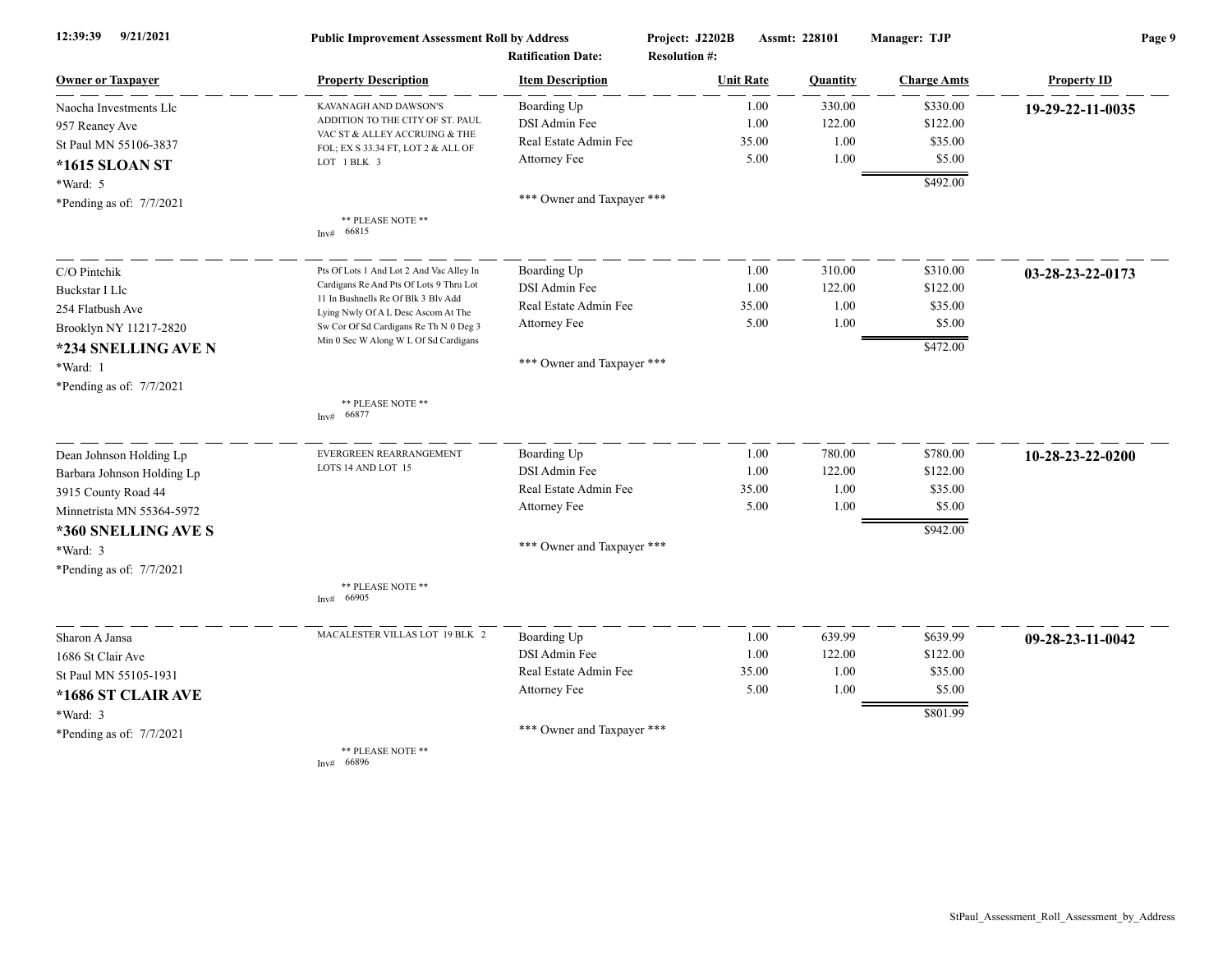**Public Improvement Assessment Roll by Address**

Project: J2202B | Assmt: 228101 | Manager: TJP

Ratification Date: | Resolution #:

| Owner or Taxpayer | Property Description | Item Description | Unit Rate | Quantity | Charge Amts | Property ID |
|---|---|---|---|---|---|---|
| Naocha Investments Llc<br>957 Reaney Ave<br>St Paul MN 55106-3837<br>**\*1615 SLOAN ST**<br>*Ward: 5<br>*Pending as of: 7/7/2021 | KAVANAGH AND DAWSON'S ADDITION TO THE CITY OF ST. PAUL VAC ST & ALLEY ACCRUING & THE FOL; EX S 33.34 FT, LOT 2 & ALL OF LOT 1 BLK 3<br><br>** PLEASE NOTE **<br>Inv# 66815 | Boarding Up<br>DSI Admin Fee<br>Real Estate Admin Fee<br>Attorney Fee<br><br>*** Owner and Taxpayer *** | 1.00<br>1.00<br>35.00<br>5.00 | 330.00<br>122.00<br>1.00<br>1.00 | $330.00<br>$122.00<br>$35.00<br>$5.00<br>$492.00 | **19-29-22-11-0035** |
| C/O Pintchik<br>Buckstar I Llc<br>254 Flatbush Ave<br>Brooklyn NY 11217-2820<br>**\*234 SNELLING AVE N**<br>*Ward: 1<br>*Pending as of: 7/7/2021 | Pts Of Lots 1 And Lot 2 And Vac Alley In Cardigans Re And Pts Of Lots 9 Thru Lot 11 In Bushnells Re Of Blk 3 Blv Add Lying Nwly Of A L Desc Ascom At The Sw Cor Of Sd Cardigans Re Th N 0 Deg 3 Min 0 Sec W Along W L Of Sd Cardigans<br><br>** PLEASE NOTE **<br>Inv# 66877 | Boarding Up<br>DSI Admin Fee<br>Real Estate Admin Fee<br>Attorney Fee<br><br>*** Owner and Taxpayer *** | 1.00<br>1.00<br>35.00<br>5.00 | 310.00<br>122.00<br>1.00<br>1.00 | $310.00<br>$122.00<br>$35.00<br>$5.00<br>$472.00 | **03-28-23-22-0173** |
| Dean Johnson Holding Lp<br>Barbara Johnson Holding Lp<br>3915 County Road 44<br>Minnetrista MN 55364-5972<br>**\*360 SNELLING AVE S**<br>*Ward: 3<br>*Pending as of: 7/7/2021 | EVERGREEN REARRANGEMENT LOTS 14 AND LOT 15<br><br>** PLEASE NOTE **<br>Inv# 66905 | Boarding Up<br>DSI Admin Fee<br>Real Estate Admin Fee<br>Attorney Fee<br><br>*** Owner and Taxpayer *** | 1.00<br>1.00<br>35.00<br>5.00 | 780.00<br>122.00<br>1.00<br>1.00 | $780.00<br>$122.00<br>$35.00<br>$5.00<br>$942.00 | **10-28-23-22-0200** |
| Sharon A Jansa<br>1686 St Clair Ave<br>St Paul MN 55105-1931<br>**\*1686 ST CLAIR AVE**<br>*Ward: 3<br>*Pending as of: 7/7/2021 | MACALESTER VILLAS LOT 19 BLK 2<br><br>** PLEASE NOTE **<br>Inv# 66896 | Boarding Up<br>DSI Admin Fee<br>Real Estate Admin Fee<br>Attorney Fee<br><br>*** Owner and Taxpayer *** | 1.00<br>1.00<br>35.00<br>5.00 | 639.99<br>122.00<br>1.00<br>1.00 | $639.99<br>$122.00<br>$35.00<br>$5.00<br>$801.99 | **09-28-23-11-0042** |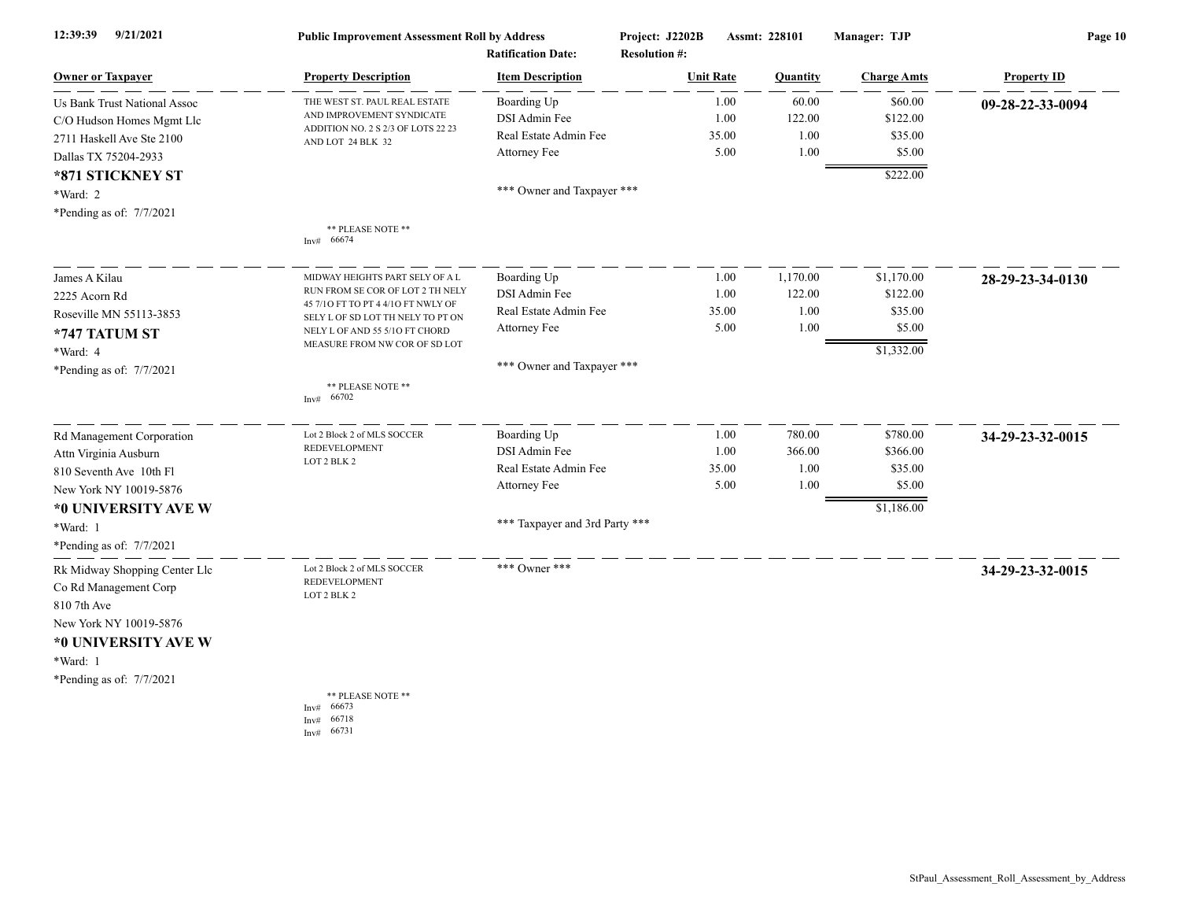**Public Improvement Assessment Roll by Address** — Project: J2202B — Assmt: 228101 — Manager: TJP

Ratification Date: — Resolution #:

| Owner or Taxpayer | Property Description | Item Description | Unit Rate | Quantity | Charge Amts | Property ID |
|---|---|---|---|---|---|---|
| Us Bank Trust National Assoc<br>C/O Hudson Homes Mgmt Llc<br>2711 Haskell Ave Ste 2100<br>Dallas TX 75204-2933<br>**\*871 STICKNEY ST**<br>\*Ward: 2<br>\*Pending as of: 7/7/2021 | THE WEST ST. PAUL REAL ESTATE AND IMPROVEMENT SYNDICATE ADDITION NO. 2 S 2/3 OF LOTS 22 23 AND LOT 24 BLK 32<br><br>** PLEASE NOTE **<br>Inv# 66674 | Boarding Up<br>DSI Admin Fee<br>Real Estate Admin Fee<br>Attorney Fee<br><br>\*\*\* Owner and Taxpayer \*\*\* | 1.00<br>1.00<br>35.00<br>5.00 | 60.00<br>122.00<br>1.00<br>1.00 | $60.00<br>$122.00<br>$35.00<br>$5.00<br>**$222.00** | **09-28-22-33-0094** |
| James A Kilau<br>2225 Acorn Rd<br>Roseville MN 55113-3853<br>**\*747 TATUM ST**<br>\*Ward: 4<br>\*Pending as of: 7/7/2021 | MIDWAY HEIGHTS PART SELY OF A L RUN FROM SE COR OF LOT 2 TH NELY 45 7/1O FT TO PT 4 4/1O FT NWLY OF SELY L OF SD LOT TH NELY TO PT ON NELY L OF AND 55 5/1O FT CHORD MEASURE FROM NW COR OF SD LOT<br><br>** PLEASE NOTE **<br>Inv# 66702 | Boarding Up<br>DSI Admin Fee<br>Real Estate Admin Fee<br>Attorney Fee<br><br>\*\*\* Owner and Taxpayer \*\*\* | 1.00<br>1.00<br>35.00<br>5.00 | 1,170.00<br>122.00<br>1.00<br>1.00 | $1,170.00<br>$122.00<br>$35.00<br>$5.00<br>**$1,332.00** | **28-29-23-34-0130** |
| Rd Management Corporation<br>Attn Virginia Ausburn<br>810 Seventh Ave 10th Fl<br>New York NY 10019-5876<br>**\*0 UNIVERSITY AVE W**<br>\*Ward: 1<br>\*Pending as of: 7/7/2021 | Lot 2 Block 2 of MLS SOCCER REDEVELOPMENT LOT 2 BLK 2 | Boarding Up<br>DSI Admin Fee<br>Real Estate Admin Fee<br>Attorney Fee<br><br>\*\*\* Taxpayer and 3rd Party \*\*\* | 1.00<br>1.00<br>35.00<br>5.00 | 780.00<br>366.00<br>1.00<br>1.00 | $780.00<br>$366.00<br>$35.00<br>$5.00<br>**$1,186.00** | **34-29-23-32-0015** |
| Rk Midway Shopping Center Llc<br>Co Rd Management Corp<br>810 7th Ave<br>New York NY 10019-5876<br>**\*0 UNIVERSITY AVE W**<br>\*Ward: 1<br>\*Pending as of: 7/7/2021 | Lot 2 Block 2 of MLS SOCCER REDEVELOPMENT LOT 2 BLK 2<br><br>** PLEASE NOTE **<br>Inv# 66673<br>Inv# 66718<br>Inv# 66731 | \*\*\* Owner \*\*\* | | | | **34-29-23-32-0015** |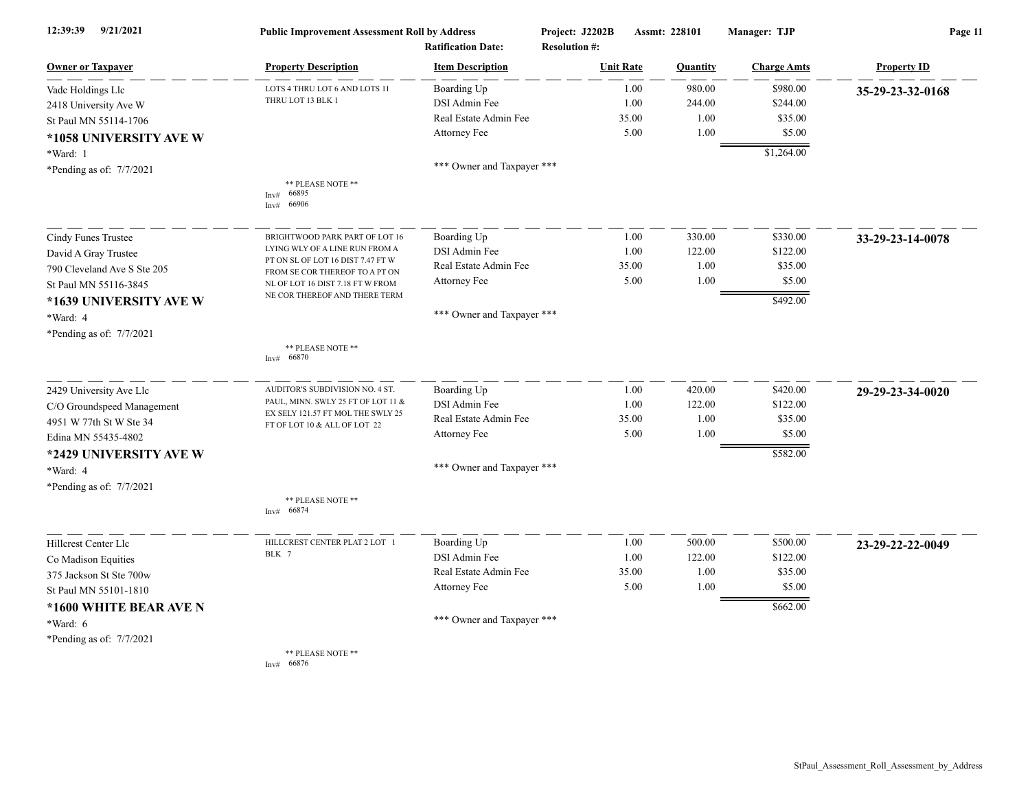**Public Improvement Assessment Roll by Address** — Project: J2202B — Assmt: 228101 — Manager: TJP

Ratification Date: Resolution #:

| Owner or Taxpayer | Property Description | Item Description | Unit Rate | Quantity | Charge Amts | Property ID |
|---|---|---|---|---|---|---|
| Vadc Holdings Llc<br>2418 University Ave W<br>St Paul MN 55114-1706<br>**\*1058 UNIVERSITY AVE W**<br>*Ward: 1<br>*Pending as of: 7/7/2021 | LOTS 4 THRU LOT 6 AND LOTS 11 THRU LOT 13 BLK 1<br>** PLEASE NOTE **<br>Inv# 66895<br>Inv# 66906 | Boarding Up | 1.00 | 980.00 | $980.00 | **35-29-23-32-0168** |
| | | DSI Admin Fee | 1.00 | 244.00 | $244.00 | |
| | | Real Estate Admin Fee | 35.00 | 1.00 | $35.00 | |
| | | Attorney Fee | 5.00 | 1.00 | $5.00 | |
| | | | | | $1,264.00 | |
| | | *** Owner and Taxpayer *** | | | | |
| Cindy Funes Trustee<br>David A Gray Trustee<br>790 Cleveland Ave S Ste 205<br>St Paul MN 55116-3845<br>**\*1639 UNIVERSITY AVE W**<br>*Ward: 4<br>*Pending as of: 7/7/2021 | BRIGHTWOOD PARK PART OF LOT 16 LYING WLY OF A LINE RUN FROM A PT ON SL OF LOT 16 DIST 7.47 FT W FROM SE COR THEREOF TO A PT ON NL OF LOT 16 DIST 7.18 FT W FROM NE COR THEREOF AND THERE TERM<br>** PLEASE NOTE **<br>Inv# 66870 | Boarding Up | 1.00 | 330.00 | $330.00 | **33-29-23-14-0078** |
| | | DSI Admin Fee | 1.00 | 122.00 | $122.00 | |
| | | Real Estate Admin Fee | 35.00 | 1.00 | $35.00 | |
| | | Attorney Fee | 5.00 | 1.00 | $5.00 | |
| | | | | | $492.00 | |
| | | *** Owner and Taxpayer *** | | | | |
| 2429 University Ave Llc<br>C/O Groundspeed Management<br>4951 W 77th St W Ste 34<br>Edina MN 55435-4802<br>**\*2429 UNIVERSITY AVE W**<br>*Ward: 4<br>*Pending as of: 7/7/2021 | AUDITOR'S SUBDIVISION NO. 4 ST. PAUL, MINN. SWLY 25 FT OF LOT 11 & EX SELY 121.57 FT MOL THE SWLY 25 FT OF LOT 10 & ALL OF LOT 22<br>** PLEASE NOTE **<br>Inv# 66874 | Boarding Up | 1.00 | 420.00 | $420.00 | **29-29-23-34-0020** |
| | | DSI Admin Fee | 1.00 | 122.00 | $122.00 | |
| | | Real Estate Admin Fee | 35.00 | 1.00 | $35.00 | |
| | | Attorney Fee | 5.00 | 1.00 | $5.00 | |
| | | | | | $582.00 | |
| | | *** Owner and Taxpayer *** | | | | |
| Hillcrest Center Llc<br>Co Madison Equities<br>375 Jackson St Ste 700w<br>St Paul MN 55101-1810<br>**\*1600 WHITE BEAR AVE N**<br>*Ward: 6<br>*Pending as of: 7/7/2021 | HILLCREST CENTER PLAT 2 LOT 1 BLK 7<br>** PLEASE NOTE **<br>Inv# 66876 | Boarding Up | 1.00 | 500.00 | $500.00 | **23-29-22-22-0049** |
| | | DSI Admin Fee | 1.00 | 122.00 | $122.00 | |
| | | Real Estate Admin Fee | 35.00 | 1.00 | $35.00 | |
| | | Attorney Fee | 5.00 | 1.00 | $5.00 | |
| | | | | | $662.00 | |
| | | *** Owner and Taxpayer *** | | | | |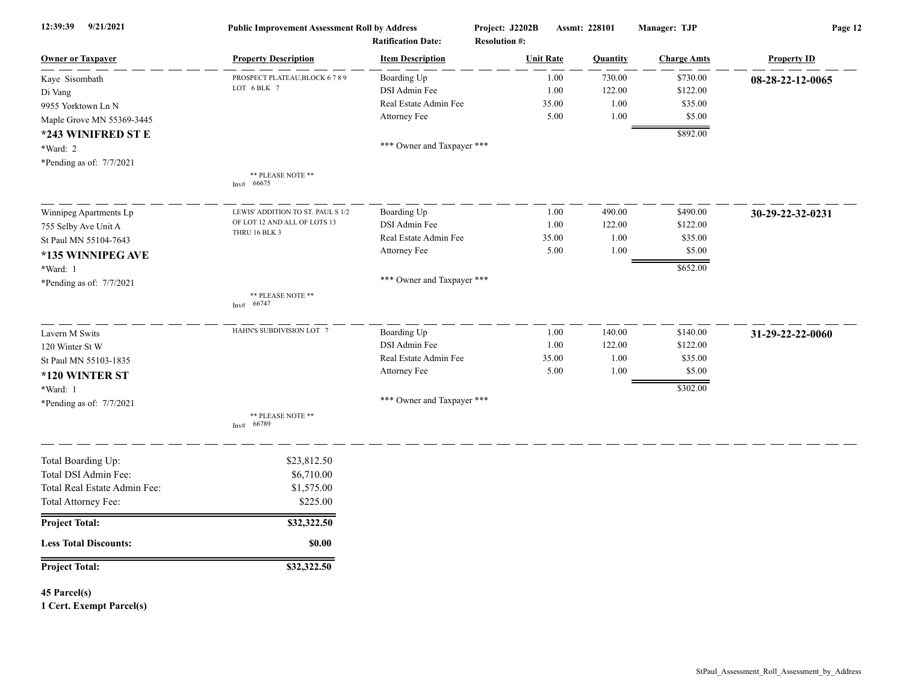| Owner or Taxpayer | Property Description | Item Description | Unit Rate | Quantity | Charge Amts | Property ID |
|---|---|---|---|---|---|---|
| Kaye Sisombath<br>Di Vang<br>9955 Yorktown Ln N<br>Maple Grove MN 55369-3445<br>**\*243 WINIFRED ST E**<br>\*Ward: 2<br>\*Pending as of: 7/7/2021 | PROSPECT PLATEAU,BLOCK 6 7 8 9 LOT 6 BLK 7<br><br>** PLEASE NOTE **<br>Inv# 66675 | Boarding Up<br>DSI Admin Fee<br>Real Estate Admin Fee<br>Attorney Fee<br><br>*** Owner and Taxpayer *** | 1.00<br>1.00<br>35.00<br>5.00 | 730.00<br>122.00<br>1.00<br>1.00 | $730.00<br>$122.00<br>$35.00<br>$5.00<br>$892.00 | **08-28-22-12-0065** |
| Winnipeg Apartments Lp<br>755 Selby Ave Unit A<br>St Paul MN 55104-7643<br>**\*135 WINNIPEG AVE**<br>\*Ward: 1<br>\*Pending as of: 7/7/2021 | LEWIS' ADDITION TO ST. PAUL S 1/2 OF LOT 12 AND ALL OF LOTS 13 THRU 16 BLK 3<br><br>** PLEASE NOTE **<br>Inv# 66747 | Boarding Up<br>DSI Admin Fee<br>Real Estate Admin Fee<br>Attorney Fee<br><br>*** Owner and Taxpayer *** | 1.00<br>1.00<br>35.00<br>5.00 | 490.00<br>122.00<br>1.00<br>1.00 | $490.00<br>$122.00<br>$35.00<br>$5.00<br>$652.00 | **30-29-22-32-0231** |
| Lavern M Swits<br>120 Winter St W<br>St Paul MN 55103-1835<br>**\*120 WINTER ST**<br>\*Ward: 1<br>\*Pending as of: 7/7/2021 | HAHN'S SUBDIVISION LOT 7<br><br>** PLEASE NOTE **<br>Inv# 66789 | Boarding Up<br>DSI Admin Fee<br>Real Estate Admin Fee<br>Attorney Fee<br><br>*** Owner and Taxpayer *** | 1.00<br>1.00<br>35.00<br>5.00 | 140.00<br>122.00<br>1.00<br>1.00 | $140.00<br>$122.00<br>$35.00<br>$5.00<br>$302.00 | **31-29-22-22-0060** |

| | |
|---|---|
| Total Boarding Up: | $23,812.50 |
| Total DSI Admin Fee: | $6,710.00 |
| Total Real Estate Admin Fee: | $1,575.00 |
| Total Attorney Fee: | $225.00 |
| **Project Total:** | **$32,322.50** |
| **Less Total Discounts:** | **$0.00** |
| **Project Total:** | **$32,322.50** |

**45 Parcel(s)**
**1 Cert. Exempt Parcel(s)**